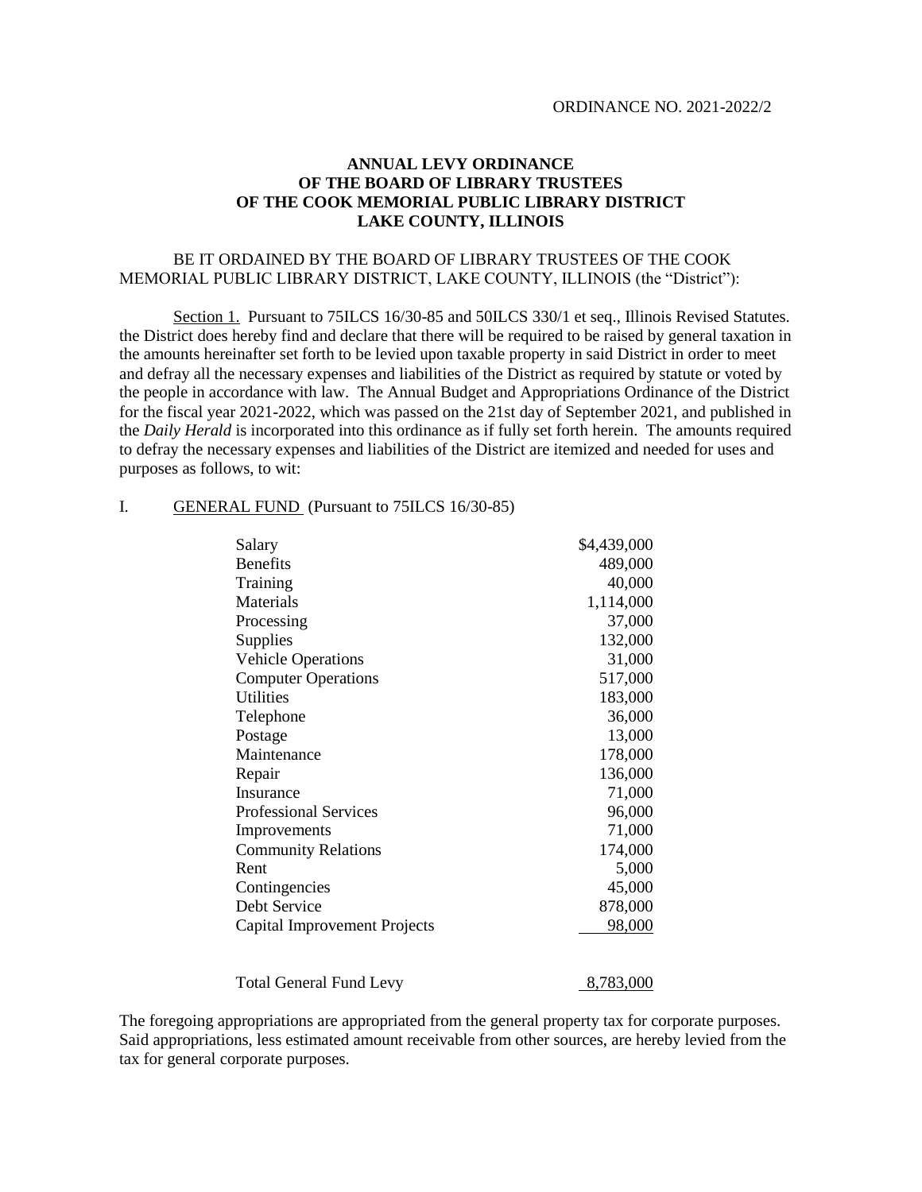ORDINANCE NO. 2021-2022/2

**ANNUAL LEVY ORDINANCE**
**OF THE BOARD OF LIBRARY TRUSTEES**
**OF THE COOK MEMORIAL PUBLIC LIBRARY DISTRICT**
**LAKE COUNTY, ILLINOIS**

BE IT ORDAINED BY THE BOARD OF LIBRARY TRUSTEES OF THE COOK MEMORIAL PUBLIC LIBRARY DISTRICT, LAKE COUNTY, ILLINOIS (the "District"):

Section 1. Pursuant to 75ILCS 16/30-85 and 50ILCS 330/1 et seq., Illinois Revised Statutes. the District does hereby find and declare that there will be required to be raised by general taxation in the amounts hereinafter set forth to be levied upon taxable property in said District in order to meet and defray all the necessary expenses and liabilities of the District as required by statute or voted by the people in accordance with law. The Annual Budget and Appropriations Ordinance of the District for the fiscal year 2021-2022, which was passed on the 21st day of September 2021, and published in the *Daily Herald* is incorporated into this ordinance as if fully set forth herein. The amounts required to defray the necessary expenses and liabilities of the District are itemized and needed for uses and purposes as follows, to wit:

I. GENERAL FUND (Pursuant to 75ILCS 16/30-85)

| | |
|---|---:|
| Salary | $4,439,000 |
| Benefits | 489,000 |
| Training | 40,000 |
| Materials | 1,114,000 |
| Processing | 37,000 |
| Supplies | 132,000 |
| Vehicle Operations | 31,000 |
| Computer Operations | 517,000 |
| Utilities | 183,000 |
| Telephone | 36,000 |
| Postage | 13,000 |
| Maintenance | 178,000 |
| Repair | 136,000 |
| Insurance | 71,000 |
| Professional Services | 96,000 |
| Improvements | 71,000 |
| Community Relations | 174,000 |
| Rent | 5,000 |
| Contingencies | 45,000 |
| Debt Service | 878,000 |
| Capital Improvement Projects | 98,000 |
| Total General Fund Levy | 8,783,000 |

The foregoing appropriations are appropriated from the general property tax for corporate purposes. Said appropriations, less estimated amount receivable from other sources, are hereby levied from the tax for general corporate purposes.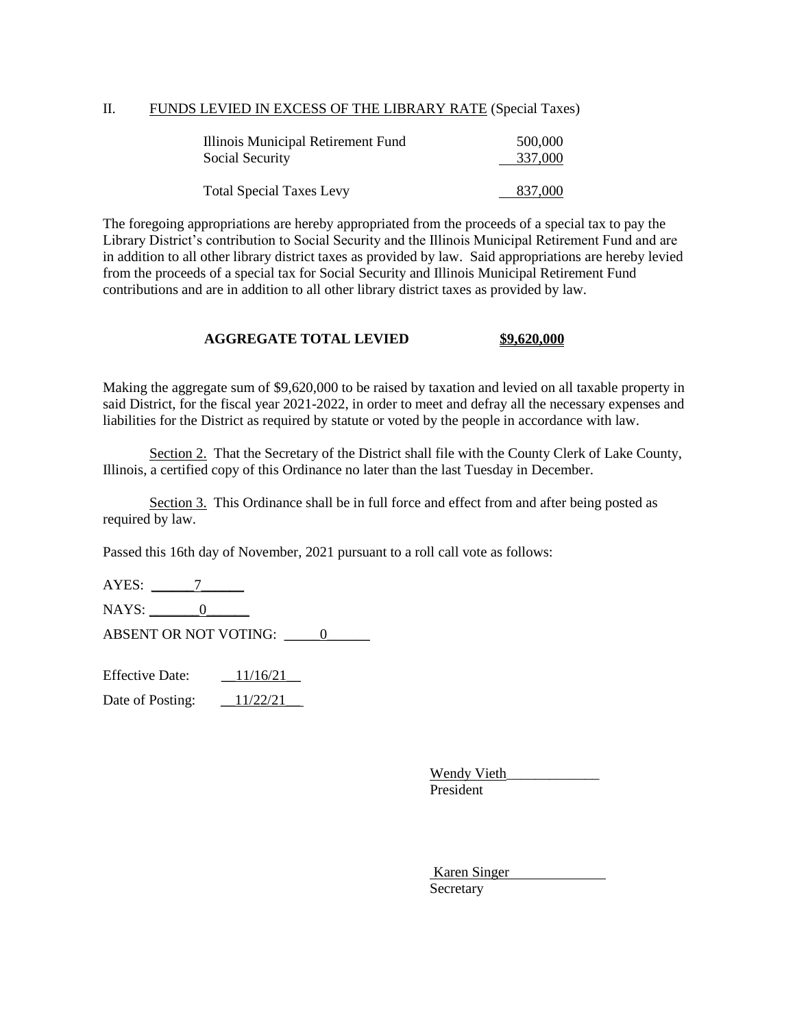II. FUNDS LEVIED IN EXCESS OF THE LIBRARY RATE (Special Taxes)

| | |
|---|---|
| Illinois Municipal Retirement Fund | 500,000 |
| Social Security | 337,000 |
| Total Special Taxes Levy | 837,000 |

The foregoing appropriations are hereby appropriated from the proceeds of a special tax to pay the Library District's contribution to Social Security and the Illinois Municipal Retirement Fund and are in addition to all other library district taxes as provided by law. Said appropriations are hereby levied from the proceeds of a special tax for Social Security and Illinois Municipal Retirement Fund contributions and are in addition to all other library district taxes as provided by law.

**AGGREGATE TOTAL LEVIED** **$9,620,000**

Making the aggregate sum of $9,620,000 to be raised by taxation and levied on all taxable property in said District, for the fiscal year 2021-2022, in order to meet and defray all the necessary expenses and liabilities for the District as required by statute or voted by the people in accordance with law.

Section 2. That the Secretary of the District shall file with the County Clerk of Lake County, Illinois, a certified copy of this Ordinance no later than the last Tuesday in December.

Section 3. This Ordinance shall be in full force and effect from and after being posted as required by law.

Passed this 16th day of November, 2021 pursuant to a roll call vote as follows:

AYES: 7

NAYS: 0

ABSENT OR NOT VOTING: 0

Effective Date: 11/16/21

Date of Posting: 11/22/21

Wendy Vieth
President

Karen Singer
Secretary